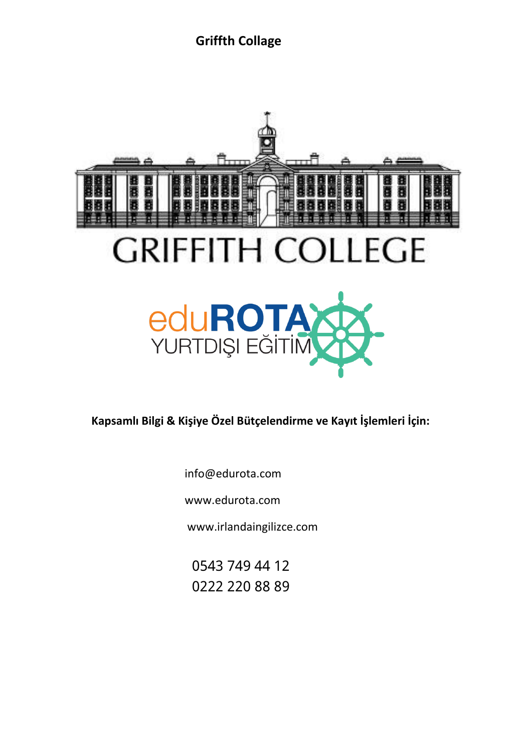**Griffth Collage**

GRIFFITH COLLEGE

eduROTA
YURTDIŞI EĞİTİM

**Kapsamlı Bilgi & Kişiye Özel Bütçelendirme ve Kayıt İşlemleri İçin:**

info@edurota.com

www.edurota.com

www.irlandaingilizce.com

0543 749 44 12
0222 220 88 89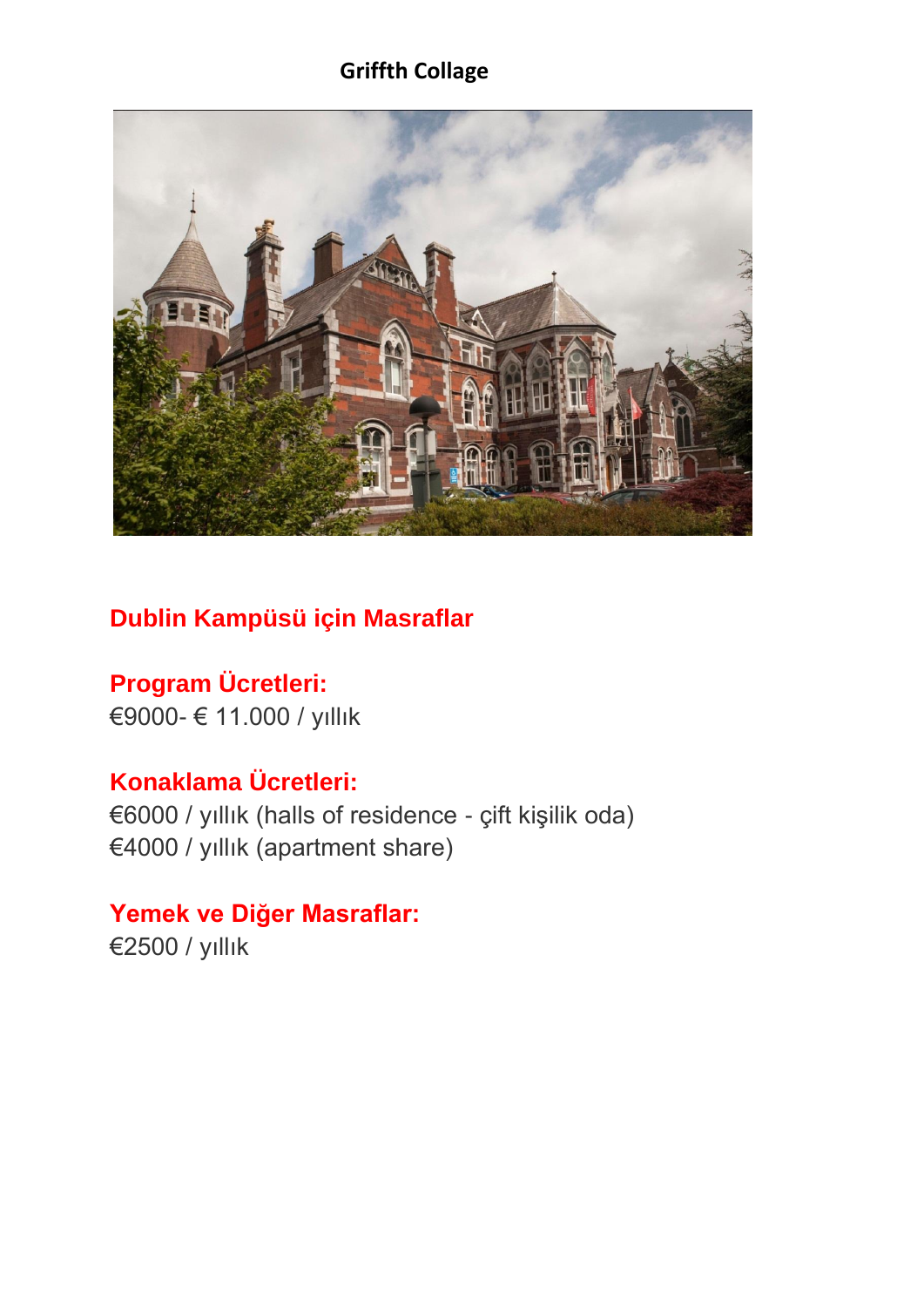**Griffth Collage**

## Dublin Kampüsü için Masraflar

### Program Ücretleri:
€9000- € 11.000 / yıllık

### Konaklama Ücretleri:
€6000 / yıllık (halls of residence - çift kişilik oda)
€4000 / yıllık (apartment share)

### Yemek ve Diğer Masraflar:
€2500 / yıllık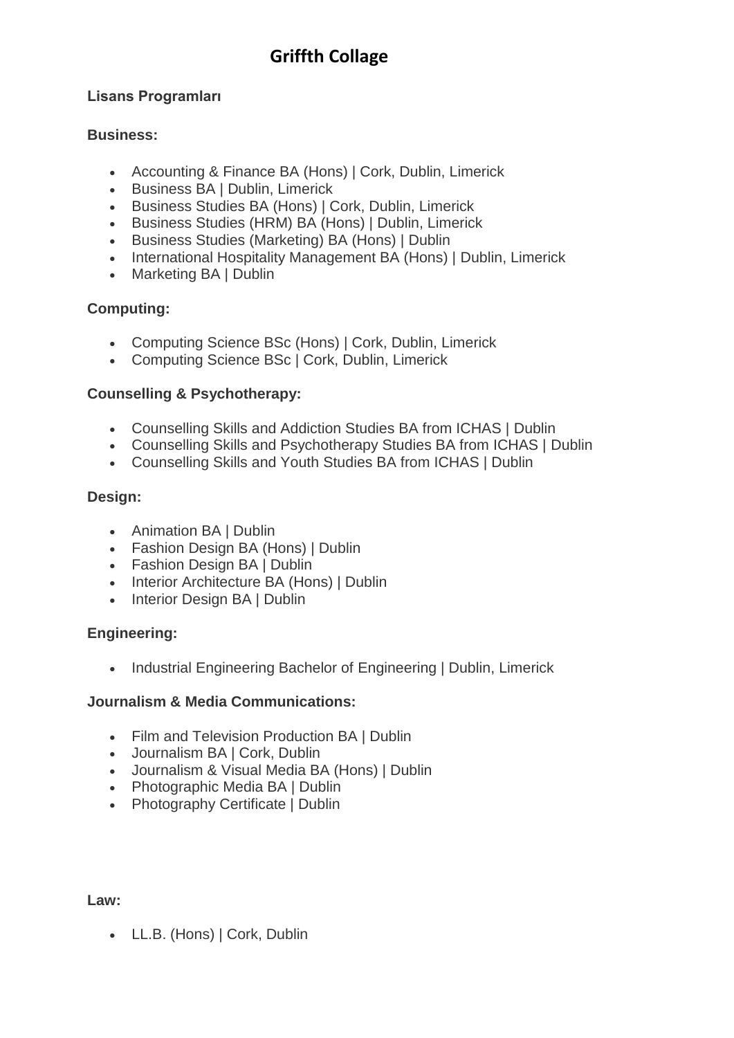# Griffth Collage

**Lisans Programları**

**Business:**

- Accounting & Finance BA (Hons) | Cork, Dublin, Limerick
- Business BA | Dublin, Limerick
- Business Studies BA (Hons) | Cork, Dublin, Limerick
- Business Studies (HRM) BA (Hons) | Dublin, Limerick
- Business Studies (Marketing) BA (Hons) | Dublin
- International Hospitality Management BA (Hons) | Dublin, Limerick
- Marketing BA | Dublin

**Computing:**

- Computing Science BSc (Hons) | Cork, Dublin, Limerick
- Computing Science BSc | Cork, Dublin, Limerick

**Counselling & Psychotherapy:**

- Counselling Skills and Addiction Studies BA from ICHAS | Dublin
- Counselling Skills and Psychotherapy Studies BA from ICHAS | Dublin
- Counselling Skills and Youth Studies BA from ICHAS | Dublin

**Design:**

- Animation BA | Dublin
- Fashion Design BA (Hons) | Dublin
- Fashion Design BA | Dublin
- Interior Architecture BA (Hons) | Dublin
- Interior Design BA | Dublin

**Engineering:**

- Industrial Engineering Bachelor of Engineering | Dublin, Limerick

**Journalism & Media Communications:**

- Film and Television Production BA | Dublin
- Journalism BA | Cork, Dublin
- Journalism & Visual Media BA (Hons) | Dublin
- Photographic Media BA | Dublin
- Photography Certificate | Dublin

**Law:**

- LL.B. (Hons) | Cork, Dublin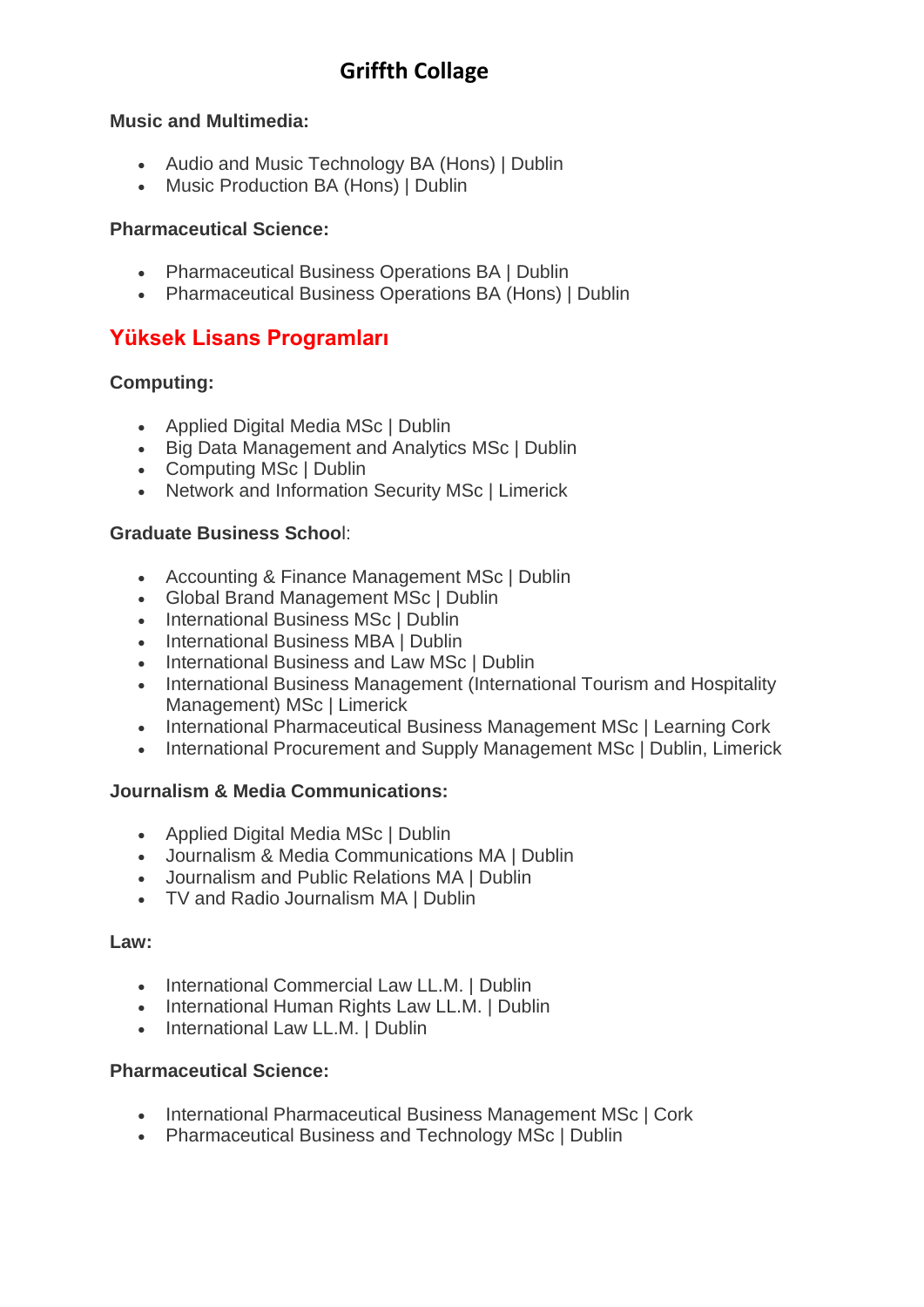# Griffth Collage

**Music and Multimedia:**

- Audio and Music Technology BA (Hons) | Dublin
- Music Production BA (Hons) | Dublin

**Pharmaceutical Science:**

- Pharmaceutical Business Operations BA | Dublin
- Pharmaceutical Business Operations BA (Hons) | Dublin

## Yüksek Lisans Programları

**Computing:**

- Applied Digital Media MSc | Dublin
- Big Data Management and Analytics MSc | Dublin
- Computing MSc | Dublin
- Network and Information Security MSc | Limerick

**Graduate Business Schoo**l:

- Accounting & Finance Management MSc | Dublin
- Global Brand Management MSc | Dublin
- International Business MSc | Dublin
- International Business MBA | Dublin
- International Business and Law MSc | Dublin
- International Business Management (International Tourism and Hospitality Management) MSc | Limerick
- International Pharmaceutical Business Management MSc | Learning Cork
- International Procurement and Supply Management MSc | Dublin, Limerick

**Journalism & Media Communications:**

- Applied Digital Media MSc | Dublin
- Journalism & Media Communications MA | Dublin
- Journalism and Public Relations MA | Dublin
- TV and Radio Journalism MA | Dublin

**Law:**

- International Commercial Law LL.M. | Dublin
- International Human Rights Law LL.M. | Dublin
- International Law LL.M. | Dublin

**Pharmaceutical Science:**

- International Pharmaceutical Business Management MSc | Cork
- Pharmaceutical Business and Technology MSc | Dublin